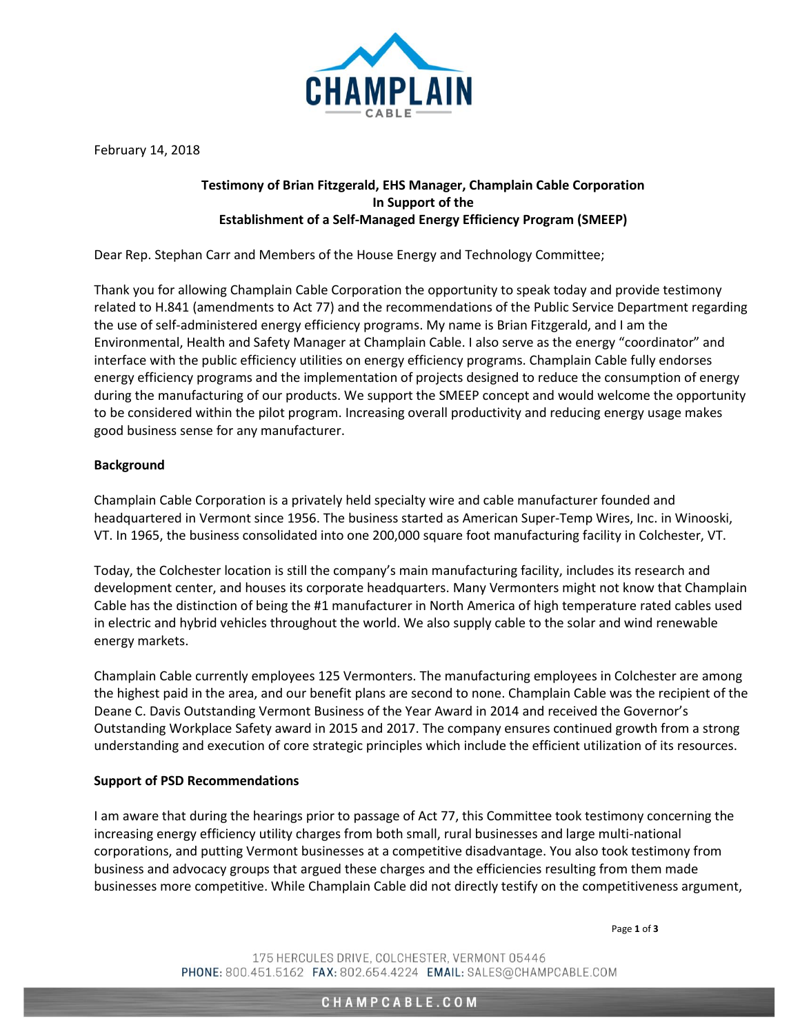February 14, 2018

**Testimony of Brian Fitzgerald, EHS Manager, Champlain Cable Corporation**
**In Support of the**
**Establishment of a Self-Managed Energy Efficiency Program (SMEEP)**

Dear Rep. Stephan Carr and Members of the House Energy and Technology Committee;

Thank you for allowing Champlain Cable Corporation the opportunity to speak today and provide testimony related to H.841 (amendments to Act 77) and the recommendations of the Public Service Department regarding the use of self-administered energy efficiency programs. My name is Brian Fitzgerald, and I am the Environmental, Health and Safety Manager at Champlain Cable. I also serve as the energy "coordinator" and interface with the public efficiency utilities on energy efficiency programs. Champlain Cable fully endorses energy efficiency programs and the implementation of projects designed to reduce the consumption of energy during the manufacturing of our products. We support the SMEEP concept and would welcome the opportunity to be considered within the pilot program. Increasing overall productivity and reducing energy usage makes good business sense for any manufacturer.

**Background**

Champlain Cable Corporation is a privately held specialty wire and cable manufacturer founded and headquartered in Vermont since 1956. The business started as American Super-Temp Wires, Inc. in Winooski, VT. In 1965, the business consolidated into one 200,000 square foot manufacturing facility in Colchester, VT.

Today, the Colchester location is still the company's main manufacturing facility, includes its research and development center, and houses its corporate headquarters. Many Vermonters might not know that Champlain Cable has the distinction of being the #1 manufacturer in North America of high temperature rated cables used in electric and hybrid vehicles throughout the world. We also supply cable to the solar and wind renewable energy markets.

Champlain Cable currently employees 125 Vermonters. The manufacturing employees in Colchester are among the highest paid in the area, and our benefit plans are second to none. Champlain Cable was the recipient of the Deane C. Davis Outstanding Vermont Business of the Year Award in 2014 and received the Governor's Outstanding Workplace Safety award in 2015 and 2017. The company ensures continued growth from a strong understanding and execution of core strategic principles which include the efficient utilization of its resources.

**Support of PSD Recommendations**

I am aware that during the hearings prior to passage of Act 77, this Committee took testimony concerning the increasing energy efficiency utility charges from both small, rural businesses and large multi-national corporations, and putting Vermont businesses at a competitive disadvantage. You also took testimony from business and advocacy groups that argued these charges and the efficiencies resulting from them made businesses more competitive. While Champlain Cable did not directly testify on the competitiveness argument,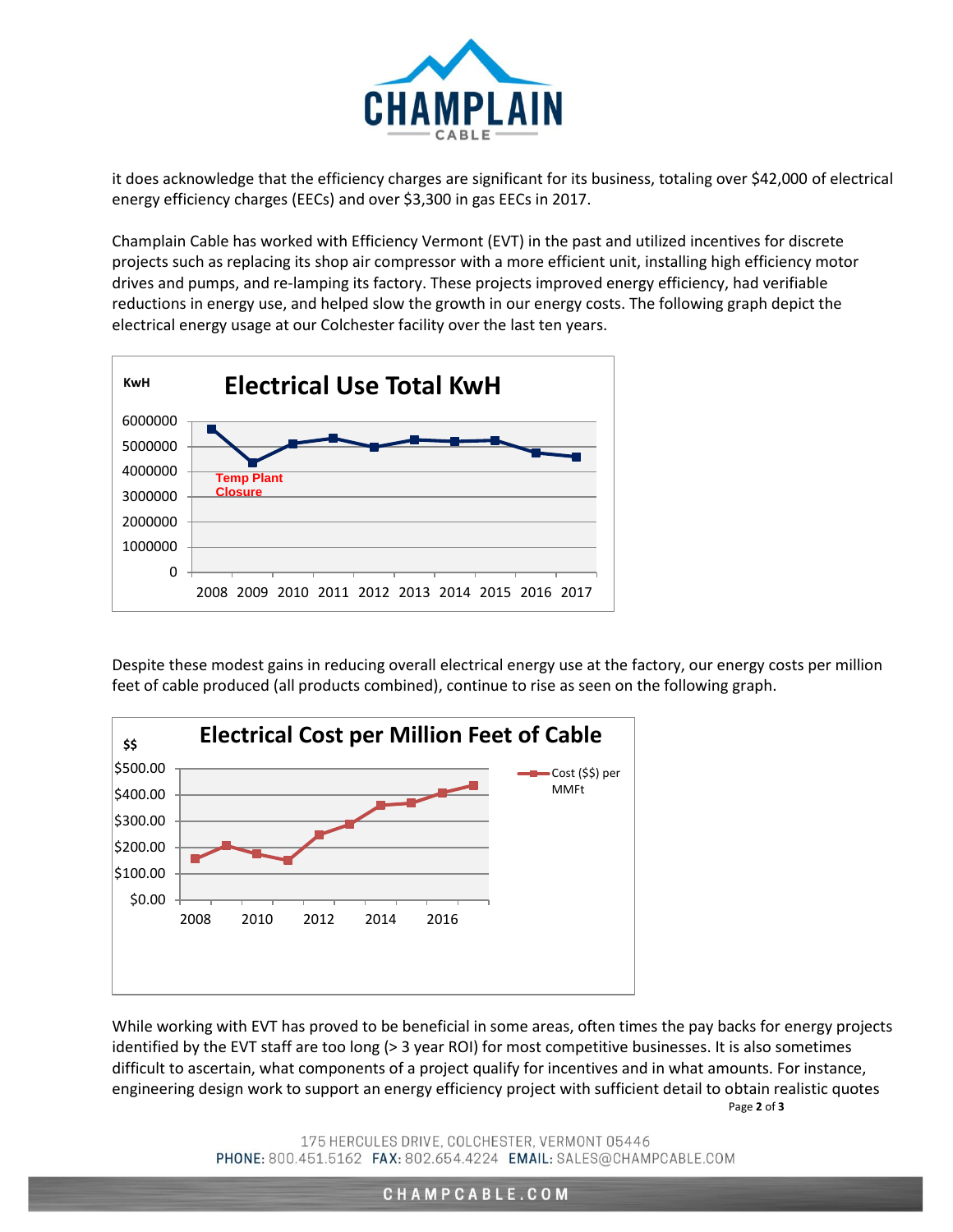it does acknowledge that the efficiency charges are significant for its business, totaling over $42,000 of electrical energy efficiency charges (EECs) and over $3,300 in gas EECs in 2017.

Champlain Cable has worked with Efficiency Vermont (EVT) in the past and utilized incentives for discrete projects such as replacing its shop air compressor with a more efficient unit, installing high efficiency motor drives and pumps, and re-lamping its factory. These projects improved energy efficiency, had verifiable reductions in energy use, and helped slow the growth in our energy costs. The following graph depict the electrical energy usage at our Colchester facility over the last ten years.

**Electrical Use Total KwH**

KwH

Temp Plant Closure

Despite these modest gains in reducing overall electrical energy use at the factory, our energy costs per million feet of cable produced (all products combined), continue to rise as seen on the following graph.

**Electrical Cost per Million Feet of Cable**

$$

Cost ($$) per MMFt

While working with EVT has proved to be beneficial in some areas, often times the pay backs for energy projects identified by the EVT staff are too long (> 3 year ROI) for most competitive businesses. It is also sometimes difficult to ascertain, what components of a project qualify for incentives and in what amounts. For instance, engineering design work to support an energy efficiency project with sufficient detail to obtain realistic quotes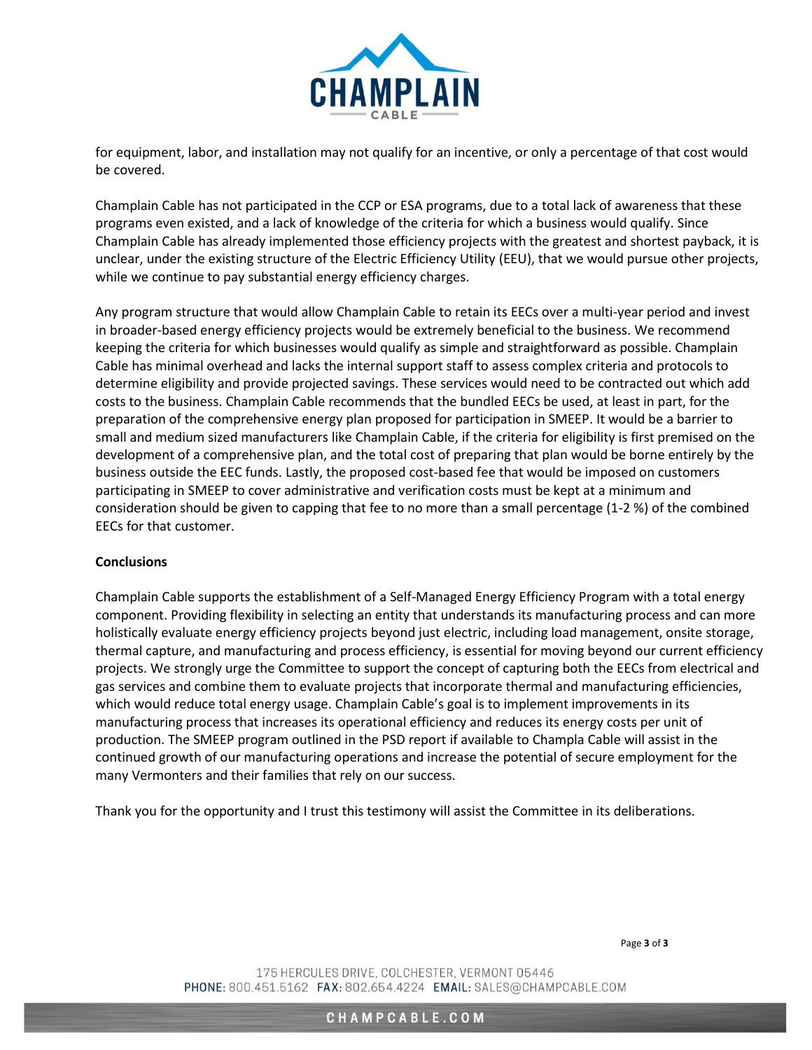for equipment, labor, and installation may not qualify for an incentive, or only a percentage of that cost would be covered.

Champlain Cable has not participated in the CCP or ESA programs, due to a total lack of awareness that these programs even existed, and a lack of knowledge of the criteria for which a business would qualify. Since Champlain Cable has already implemented those efficiency projects with the greatest and shortest payback, it is unclear, under the existing structure of the Electric Efficiency Utility (EEU), that we would pursue other projects, while we continue to pay substantial energy efficiency charges.

Any program structure that would allow Champlain Cable to retain its EECs over a multi-year period and invest in broader-based energy efficiency projects would be extremely beneficial to the business. We recommend keeping the criteria for which businesses would qualify as simple and straightforward as possible. Champlain Cable has minimal overhead and lacks the internal support staff to assess complex criteria and protocols to determine eligibility and provide projected savings. These services would need to be contracted out which add costs to the business. Champlain Cable recommends that the bundled EECs be used, at least in part, for the preparation of the comprehensive energy plan proposed for participation in SMEEP. It would be a barrier to small and medium sized manufacturers like Champlain Cable, if the criteria for eligibility is first premised on the development of a comprehensive plan, and the total cost of preparing that plan would be borne entirely by the business outside the EEC funds. Lastly, the proposed cost-based fee that would be imposed on customers participating in SMEEP to cover administrative and verification costs must be kept at a minimum and consideration should be given to capping that fee to no more than a small percentage (1-2 %) of the combined EECs for that customer.

**Conclusions**

Champlain Cable supports the establishment of a Self-Managed Energy Efficiency Program with a total energy component. Providing flexibility in selecting an entity that understands its manufacturing process and can more holistically evaluate energy efficiency projects beyond just electric, including load management, onsite storage, thermal capture, and manufacturing and process efficiency, is essential for moving beyond our current efficiency projects. We strongly urge the Committee to support the concept of capturing both the EECs from electrical and gas services and combine them to evaluate projects that incorporate thermal and manufacturing efficiencies, which would reduce total energy usage. Champlain Cable's goal is to implement improvements in its manufacturing process that increases its operational efficiency and reduces its energy costs per unit of production. The SMEEP program outlined in the PSD report if available to Champla Cable will assist in the continued growth of our manufacturing operations and increase the potential of secure employment for the many Vermonters and their families that rely on our success.

Thank you for the opportunity and I trust this testimony will assist the Committee in its deliberations.